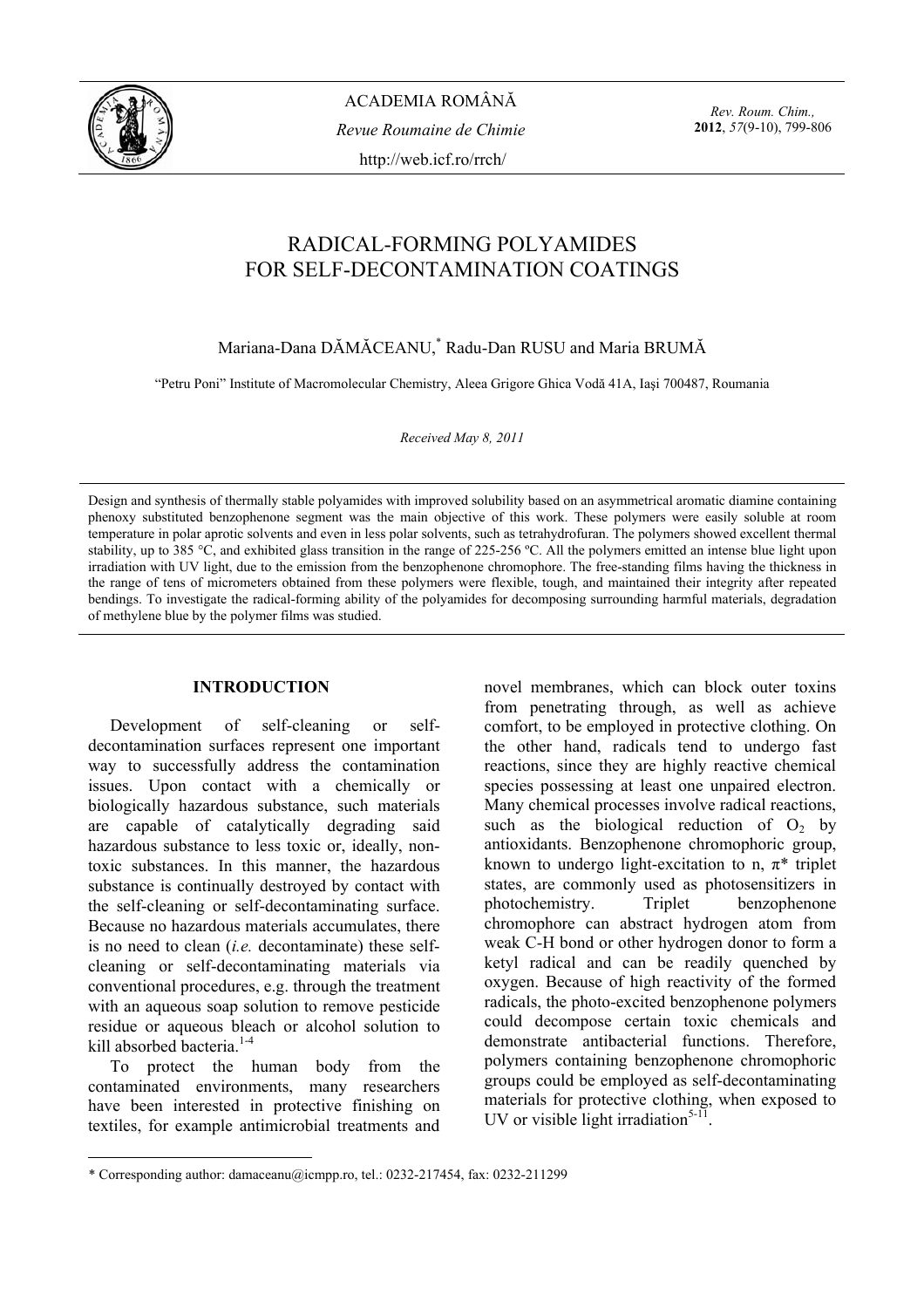# RADICAL-FORMING POLYAMIDES FOR SELF-DECONTAMINATION COATINGS

Mariana-Dana DĂMĂCEANU,* Radu-Dan RUSU and Maria BRUMĂ

"Petru Poni" Institute of Macromolecular Chemistry, Aleea Grigore Ghica Vodă 41A, Iaşi 700487, Roumania

*Received May 8, 2011*

Design and synthesis of thermally stable polyamides with improved solubility based on an asymmetrical aromatic diamine containing phenoxy substituted benzophenone segment was the main objective of this work. These polymers were easily soluble at room temperature in polar aprotic solvents and even in less polar solvents, such as tetrahydrofuran. The polymers showed excellent thermal stability, up to 385 °C, and exhibited glass transition in the range of 225-256 ºC. All the polymers emitted an intense blue light upon irradiation with UV light, due to the emission from the benzophenone chromophore. The free-standing films having the thickness in the range of tens of micrometers obtained from these polymers were flexible, tough, and maintained their integrity after repeated bendings. To investigate the radical-forming ability of the polyamides for decomposing surrounding harmful materials, degradation of methylene blue by the polymer films was studied.

## INTRODUCTION

Development of self-cleaning or self-decontamination surfaces represent one important way to successfully address the contamination issues. Upon contact with a chemically or biologically hazardous substance, such materials are capable of catalytically degrading said hazardous substance to less toxic or, ideally, non-toxic substances. In this manner, the hazardous substance is continually destroyed by contact with the self-cleaning or self-decontaminating surface. Because no hazardous materials accumulates, there is no need to clean (*i.e.* decontaminate) these self-cleaning or self-decontaminating materials via conventional procedures, e.g. through the treatment with an aqueous soap solution to remove pesticide residue or aqueous bleach or alcohol solution to kill absorbed bacteria.[1-4]

To protect the human body from the contaminated environments, many researchers have been interested in protective finishing on textiles, for example antimicrobial treatments and novel membranes, which can block outer toxins from penetrating through, as well as achieve comfort, to be employed in protective clothing. On the other hand, radicals tend to undergo fast reactions, since they are highly reactive chemical species possessing at least one unpaired electron. Many chemical processes involve radical reactions, such as the biological reduction of $O_2$ by antioxidants. Benzophenone chromophoric group, known to undergo light-excitation to n, π* triplet states, are commonly used as photosensitizers in photochemistry. Triplet benzophenone chromophore can abstract hydrogen atom from weak C-H bond or other hydrogen donor to form a ketyl radical and can be readily quenched by oxygen. Because of high reactivity of the formed radicals, the photo-excited benzophenone polymers could decompose certain toxic chemicals and demonstrate antibacterial functions. Therefore, polymers containing benzophenone chromophoric groups could be employed as self-decontaminating materials for protective clothing, when exposed to UV or visible light irradiation[5-11].

* Corresponding author: damaceanu@icmpp.ro, tel.: 0232-217454, fax: 0232-211299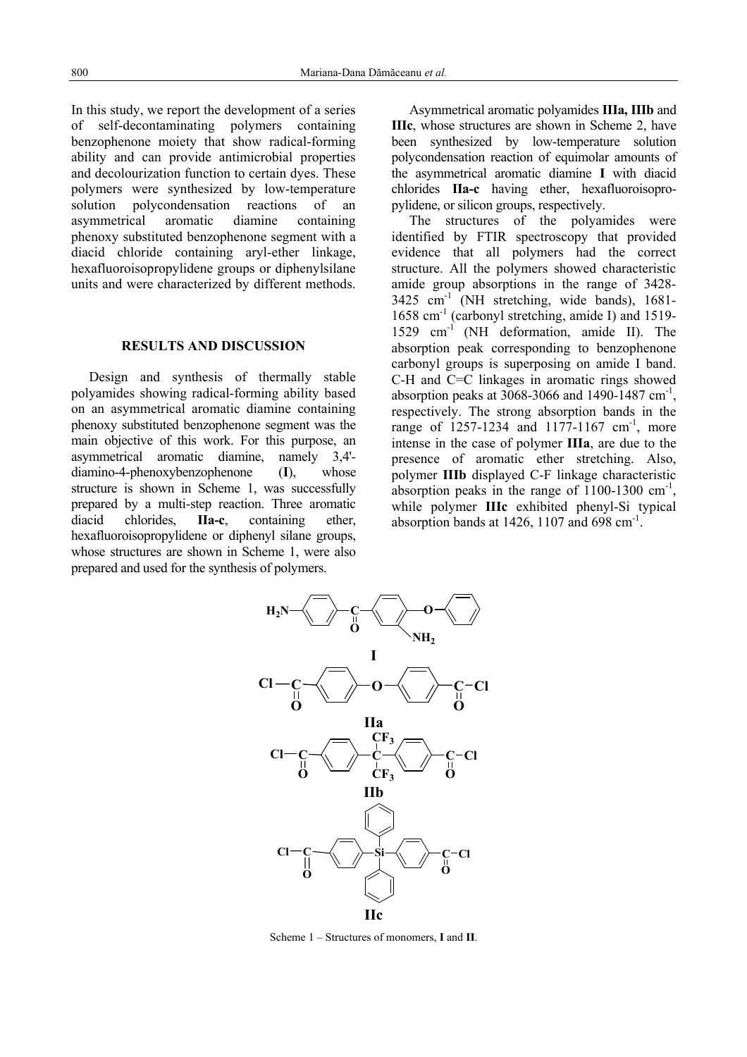In this study, we report the development of a series of self-decontaminating polymers containing benzophenone moiety that show radical-forming ability and can provide antimicrobial properties and decolourization function to certain dyes. These polymers were synthesized by low-temperature solution polycondensation reactions of an asymmetrical aromatic diamine containing phenoxy substituted benzophenone segment with a diacid chloride containing aryl-ether linkage, hexafluoroisopropylidene groups or diphenylsilane units and were characterized by different methods.

## RESULTS AND DISCUSSION

Design and synthesis of thermally stable polyamides showing radical-forming ability based on an asymmetrical aromatic diamine containing phenoxy substituted benzophenone segment was the main objective of this work. For this purpose, an asymmetrical aromatic diamine, namely 3,4'-diamino-4-phenoxybenzophenone (**I**), whose structure is shown in Scheme 1, was successfully prepared by a multi-step reaction. Three aromatic diacid chlorides, **IIa-c**, containing ether, hexafluoroisopropylidene or diphenyl silane groups, whose structures are shown in Scheme 1, were also prepared and used for the synthesis of polymers.

Asymmetrical aromatic polyamides **IIIa, IIIb** and **IIIc**, whose structures are shown in Scheme 2, have been synthesized by low-temperature solution polycondensation reaction of equimolar amounts of the asymmetrical aromatic diamine **I** with diacid chlorides **IIa-c** having ether, hexafluoroisopropylidene, or silicon groups, respectively.

The structures of the polyamides were identified by FTIR spectroscopy that provided evidence that all polymers had the correct structure. All the polymers showed characteristic amide group absorptions in the range of 3428-3425 $cm^{-1}$ (NH stretching, wide bands), 1681-1658 $cm^{-1}$ (carbonyl stretching, amide I) and 1519-1529 $cm^{-1}$ (NH deformation, amide II). The absorption peak corresponding to benzophenone carbonyl groups is superposing on amide I band. C-H and C=C linkages in aromatic rings showed absorption peaks at 3068-3066 and 1490-1487 $cm^{-1}$, respectively. The strong absorption bands in the range of 1257-1234 and 1177-1167 $cm^{-1}$, more intense in the case of polymer **IIIa**, are due to the presence of aromatic ether stretching. Also, polymer **IIIb** displayed C-F linkage characteristic absorption peaks in the range of 1100-1300 $cm^{-1}$, while polymer **IIIc** exhibited phenyl-Si typical absorption bands at 1426, 1107 and 698 $cm^{-1}$.

Scheme 1 – Structures of monomers, **I** and **II**.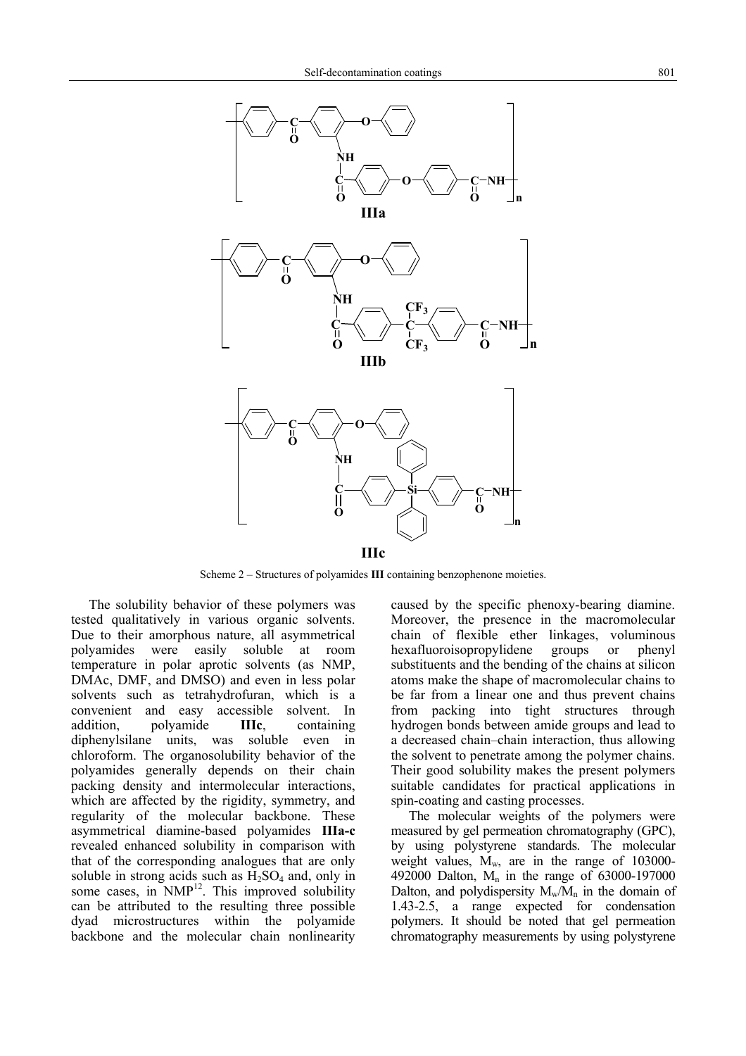Scheme 2 – Structures of polyamides **III** containing benzophenone moieties.

The solubility behavior of these polymers was tested qualitatively in various organic solvents. Due to their amorphous nature, all asymmetrical polyamides were easily soluble at room temperature in polar aprotic solvents (as NMP, DMAc, DMF, and DMSO) and even in less polar solvents such as tetrahydrofuran, which is a convenient and easy accessible solvent. In addition, polyamide **IIIc**, containing diphenylsilane units, was soluble even in chloroform. The organosolubility behavior of the polyamides generally depends on their chain packing density and intermolecular interactions, which are affected by the rigidity, symmetry, and regularity of the molecular backbone. These asymmetrical diamine-based polyamides **IIIa-c** revealed enhanced solubility in comparison with that of the corresponding analogues that are only soluble in strong acids such as $H_2SO_4$ and, only in some cases, in NMP[12]. This improved solubility can be attributed to the resulting three possible dyad microstructures within the polyamide backbone and the molecular chain nonlinearity caused by the specific phenoxy-bearing diamine. Moreover, the presence in the macromolecular chain of flexible ether linkages, voluminous hexafluoroisopropylidene groups or phenyl substituents and the bending of the chains at silicon atoms make the shape of macromolecular chains to be far from a linear one and thus prevent chains from packing into tight structures through hydrogen bonds between amide groups and lead to a decreased chain–chain interaction, thus allowing the solvent to penetrate among the polymer chains. Their good solubility makes the present polymers suitable candidates for practical applications in spin-coating and casting processes.

The molecular weights of the polymers were measured by gel permeation chromatography (GPC), by using polystyrene standards. The molecular weight values, $M_w$, are in the range of 103000-492000 Dalton, $M_n$ in the range of 63000-197000 Dalton, and polydispersity $M_w/M_n$ in the domain of 1.43-2.5, a range expected for condensation polymers. It should be noted that gel permeation chromatography measurements by using polystyrene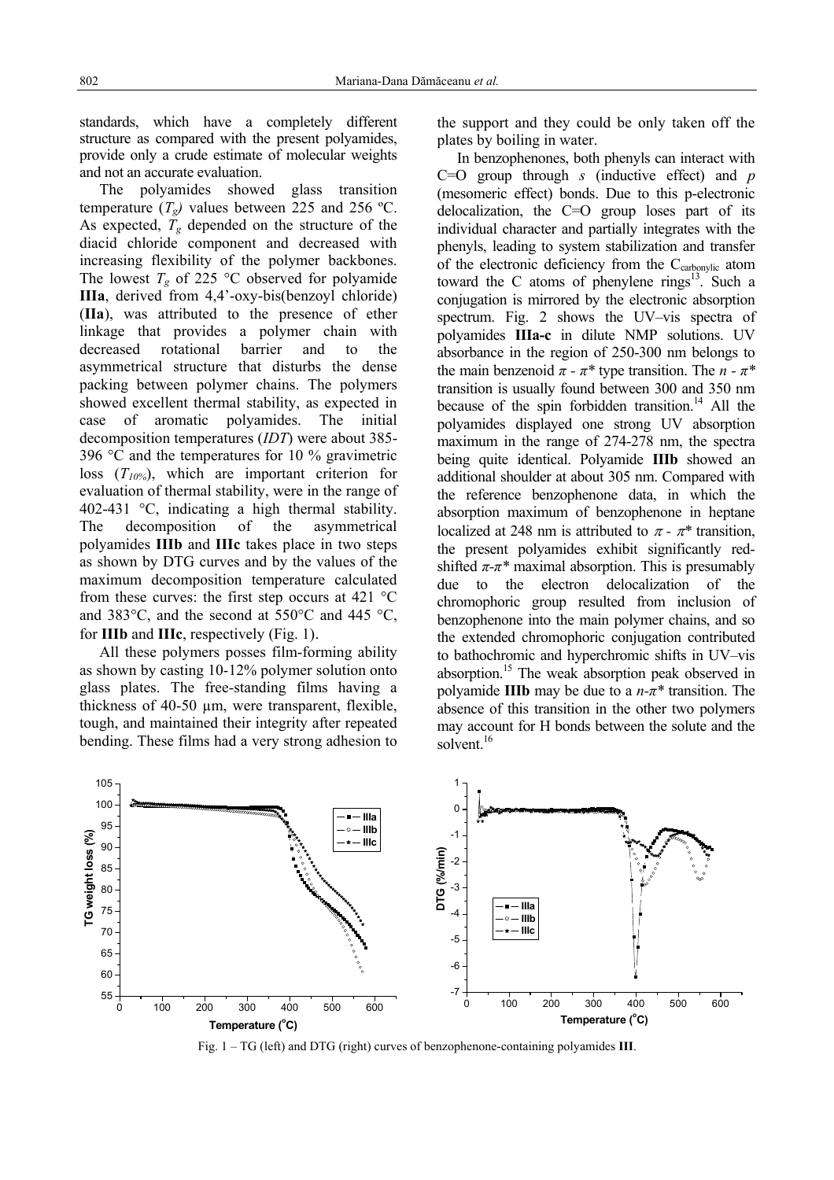standards, which have a completely different structure as compared with the present polyamides, provide only a crude estimate of molecular weights and not an accurate evaluation.

The polyamides showed glass transition temperature ($T_g$) values between 225 and 256 ºC. As expected, $T_g$ depended on the structure of the diacid chloride component and decreased with increasing flexibility of the polymer backbones. The lowest $T_g$ of 225 °C observed for polyamide **IIIa**, derived from 4,4'-oxy-bis(benzoyl chloride) (**IIa**), was attributed to the presence of ether linkage that provides a polymer chain with decreased rotational barrier and to the asymmetrical structure that disturbs the dense packing between polymer chains. The polymers showed excellent thermal stability, as expected in case of aromatic polyamides. The initial decomposition temperatures (*IDT*) were about 385-396 °C and the temperatures for 10 % gravimetric loss ($T_{10\%}$), which are important criterion for evaluation of thermal stability, were in the range of 402-431 °C, indicating a high thermal stability. The decomposition of the asymmetrical polyamides **IIIb** and **IIIc** takes place in two steps as shown by DTG curves and by the values of the maximum decomposition temperature calculated from these curves: the first step occurs at 421 °C and 383°C, and the second at 550°C and 445 °C, for **IIIb** and **IIIc**, respectively (Fig. 1).

All these polymers posses film-forming ability as shown by casting 10-12% polymer solution onto glass plates. The free-standing films having a thickness of 40-50 µm, were transparent, flexible, tough, and maintained their integrity after repeated bending. These films had a very strong adhesion to the support and they could be only taken off the plates by boiling in water.

In benzophenones, both phenyls can interact with C=O group through *s* (inductive effect) and *p* (mesomeric effect) bonds. Due to this p-electronic delocalization, the C=O group loses part of its individual character and partially integrates with the phenyls, leading to system stabilization and transfer of the electronic deficiency from the $C_{carbonylic}$ atom toward the C atoms of phenylene rings[13]. Such a conjugation is mirrored by the electronic absorption spectrum. Fig. 2 shows the UV–vis spectra of polyamides **IIIa-c** in dilute NMP solutions. UV absorbance in the region of 250-300 nm belongs to the main benzenoid $\pi$ - $\pi^*$ type transition. The $n$ - $\pi^*$ transition is usually found between 300 and 350 nm because of the spin forbidden transition.[14] All the polyamides displayed one strong UV absorption maximum in the range of 274-278 nm, the spectra being quite identical. Polyamide **IIIb** showed an additional shoulder at about 305 nm. Compared with the reference benzophenone data, in which the absorption maximum of benzophenone in heptane localized at 248 nm is attributed to $\pi$ - $\pi^*$ transition, the present polyamides exhibit significantly red-shifted $\pi$-$\pi^*$ maximal absorption. This is presumably due to the electron delocalization of the chromophoric group resulted from inclusion of benzophenone into the main polymer chains, and so the extended chromophoric conjugation contributed to bathochromic and hyperchromic shifts in UV–vis absorption.[15] The weak absorption peak observed in polyamide **IIIb** may be due to a $n$-$\pi^*$ transition. The absence of this transition in the other two polymers may account for H bonds between the solute and the solvent.[16]

Fig. 1 – TG (left) and DTG (right) curves of benzophenone-containing polyamides **III**.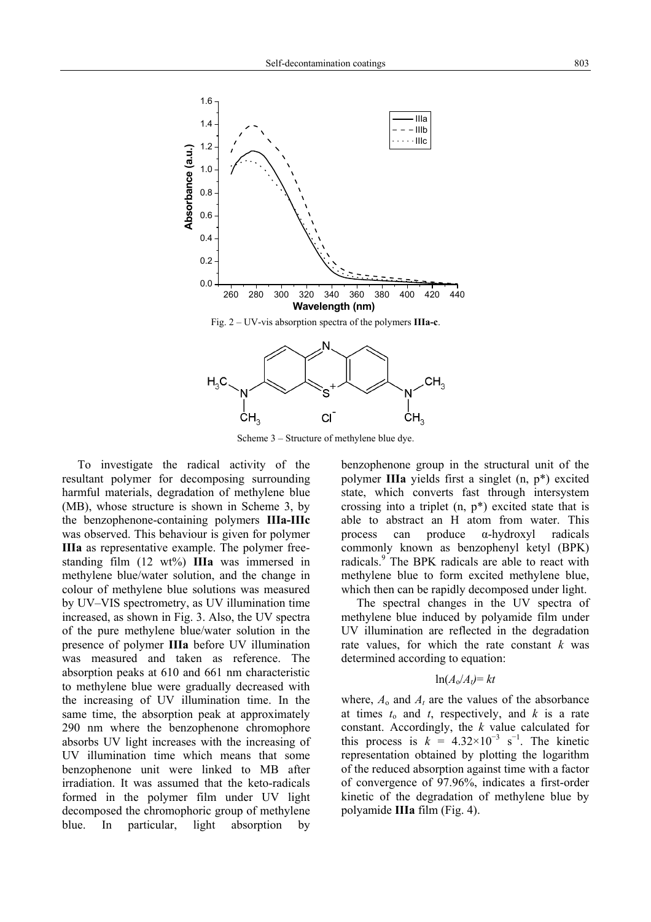Fig. 2 – UV-vis absorption spectra of the polymers **IIIa-c**.

Scheme 3 – Structure of methylene blue dye.

To investigate the radical activity of the resultant polymer for decomposing surrounding harmful materials, degradation of methylene blue (MB), whose structure is shown in Scheme 3, by the benzophenone-containing polymers **IIIa-IIIc** was observed. This behaviour is given for polymer **IIIa** as representative example. The polymer free-standing film (12 wt%) **IIIa** was immersed in methylene blue/water solution, and the change in colour of methylene blue solutions was measured by UV–VIS spectrometry, as UV illumination time increased, as shown in Fig. 3. Also, the UV spectra of the pure methylene blue/water solution in the presence of polymer **IIIa** before UV illumination was measured and taken as reference. The absorption peaks at 610 and 661 nm characteristic to methylene blue were gradually decreased with the increasing of UV illumination time. In the same time, the absorption peak at approximately 290 nm where the benzophenone chromophore absorbs UV light increases with the increasing of UV illumination time which means that some benzophenone unit were linked to MB after irradiation. It was assumed that the keto-radicals formed in the polymer film under UV light decomposed the chromophoric group of methylene blue. In particular, light absorption by benzophenone group in the structural unit of the polymer **IIIa** yields first a singlet (n, p*) excited state, which converts fast through intersystem crossing into a triplet (n, p*) excited state that is able to abstract an H atom from water. This process can produce α-hydroxyl radicals commonly known as benzophenyl ketyl (BPK) radicals.[9] The BPK radicals are able to react with methylene blue to form excited methylene blue, which then can be rapidly decomposed under light.

The spectral changes in the UV spectra of methylene blue induced by polyamide film under UV illumination are reflected in the degradation rate values, for which the rate constant *k* was determined according to equation:

$$\ln(A_o/A_t) = kt$$

where, $A_o$ and $A_t$ are the values of the absorbance at times $t_o$ and $t$, respectively, and $k$ is a rate constant. Accordingly, the $k$ value calculated for this process is $k = 4.32\times10^{-3}$ $s^{-1}$. The kinetic representation obtained by plotting the logarithm of the reduced absorption against time with a factor of convergence of 97.96%, indicates a first-order kinetic of the degradation of methylene blue by polyamide **IIIa** film (Fig. 4).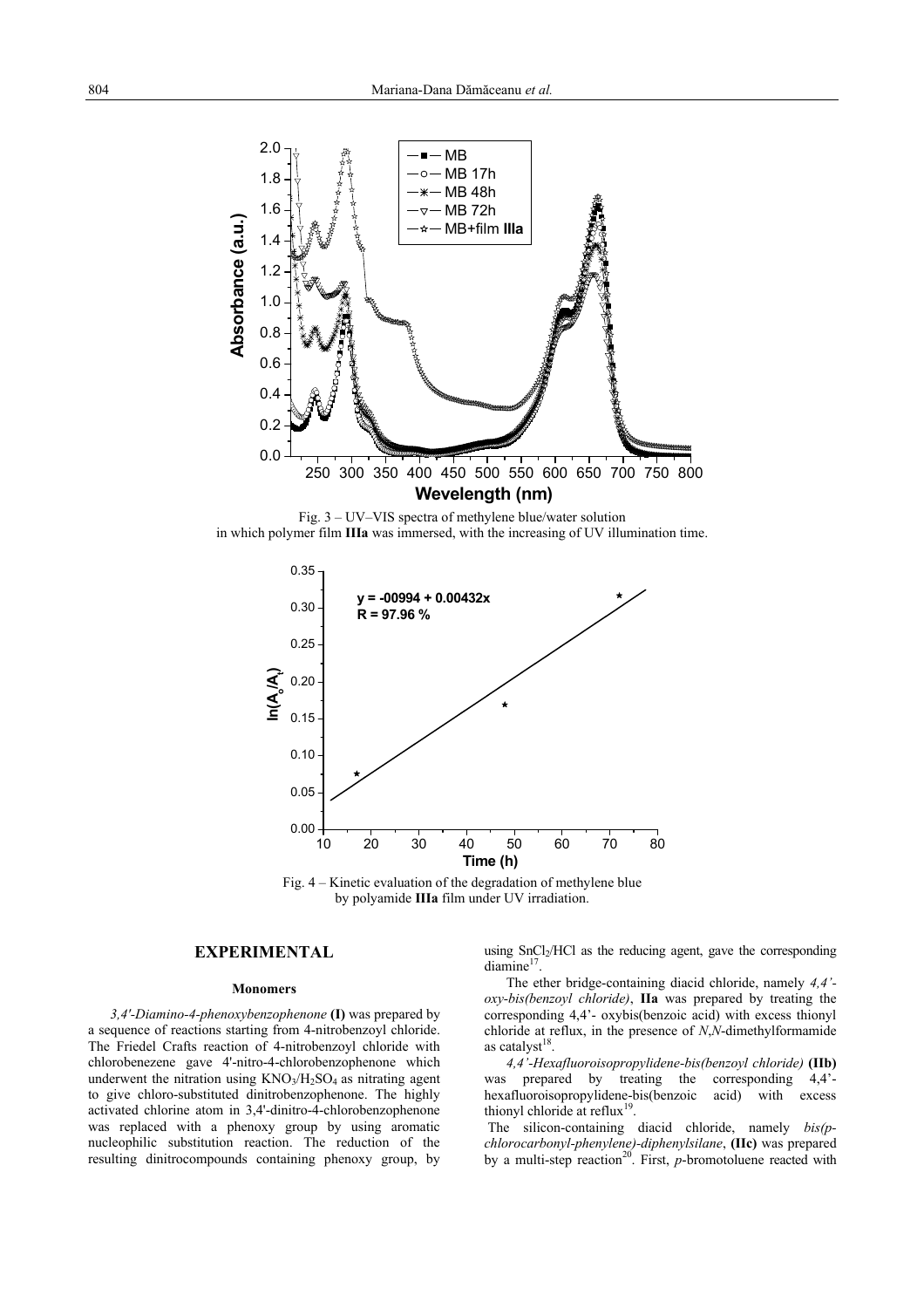Fig. 3 – UV–VIS spectra of methylene blue/water solution in which polymer film **IIIa** was immersed, with the increasing of UV illumination time.

Fig. 4 – Kinetic evaluation of the degradation of methylene blue by polyamide **IIIa** film under UV irradiation.

## EXPERIMENTAL

### Monomers

*3,4′-Diamino-4-phenoxybenzophenone* **(I)** was prepared by a sequence of reactions starting from 4-nitrobenzoyl chloride. The Friedel Crafts reaction of 4-nitrobenzoyl chloride with chlorobenzenene gave 4'-nitro-4-chlorobenzophenone which underwent the nitration using $KNO_3/H_2SO_4$ as nitrating agent to give chloro-substituted dinitrobenzophenone. The highly activated chlorine atom in 3,4'-dinitro-4-chlorobenzophenone was replaced with a phenoxy group by using aromatic nucleophilic substitution reaction. The reduction of the resulting dinitrocompounds containing phenoxy group, by using $SnCl_2$/HCl as the reducing agent, gave the corresponding diamine[17].

The ether bridge-containing diacid chloride, namely *4,4′-oxy-bis(benzoyl chloride)*, **IIa** was prepared by treating the corresponding 4,4'- oxybis(benzoic acid) with excess thionyl chloride at reflux, in the presence of *N*,*N*-dimethylformamide as catalyst[18].

*4,4'-Hexafluoroisopropylidene-bis(benzoyl chloride)* **(IIb)** was prepared by treating the corresponding 4,4'-hexafluoroisopropylidene-bis(benzoic acid) with excess thionyl chloride at reflux[19].

The silicon-containing diacid chloride, namely *bis(p-chlorocarbonyl-phenylene)-diphenylsilane*, **(IIc)** was prepared by a multi-step reaction[20]. First, *p*-bromotoluene reacted with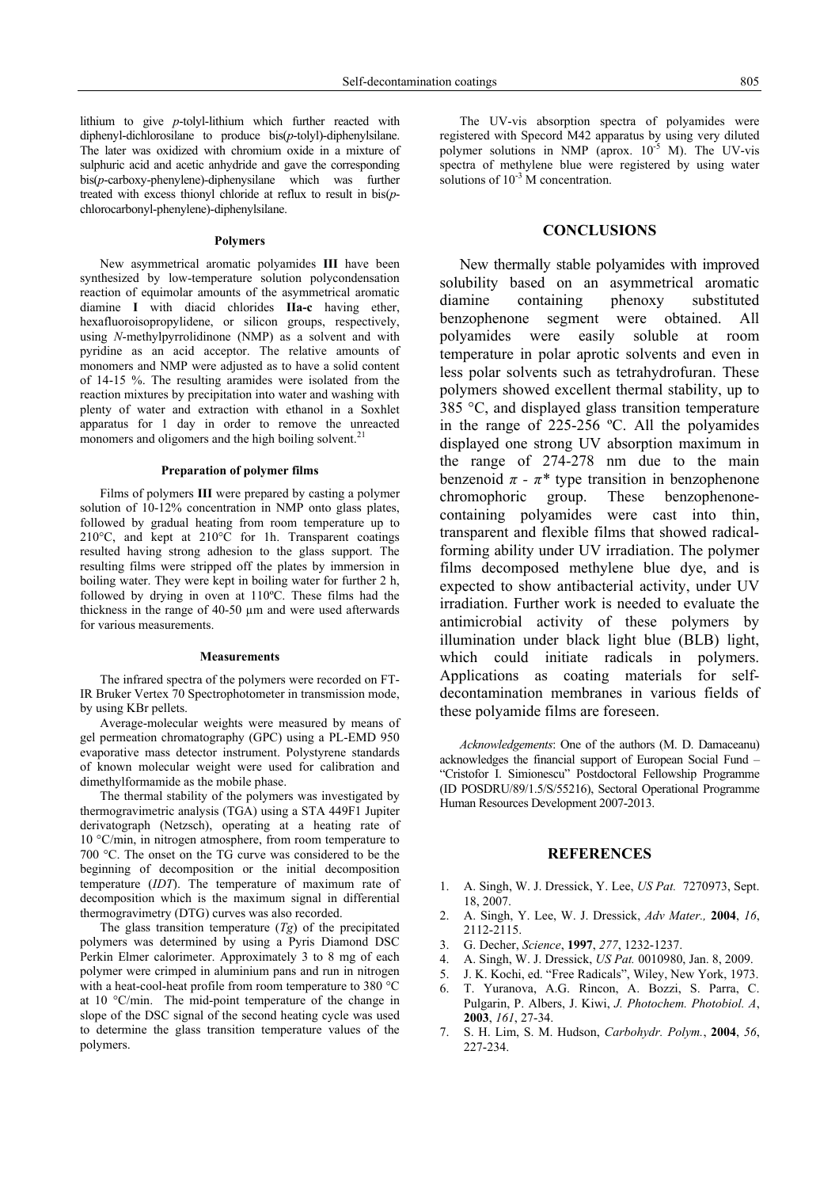lithium to give *p*-tolyl-lithium which further reacted with diphenyl-dichlorosilane to produce bis(*p*-tolyl)-diphenylsilane. The later was oxidized with chromium oxide in a mixture of sulphuric acid and acetic anhydride and gave the corresponding bis(*p*-carboxy-phenylene)-diphenysilane which was further treated with excess thionyl chloride at reflux to result in bis(*p*-chlorocarbonyl-phenylene)-diphenylsilane.

#### Polymers

New asymmetrical aromatic polyamides **III** have been synthesized by low-temperature solution polycondensation reaction of equimolar amounts of the asymmetrical aromatic diamine **I** with diacid chlorides **IIa-c** having ether, hexafluoroisopropylidene, or silicon groups, respectively, using *N*-methylpyrrolidinone (NMP) as a solvent and with pyridine as an acid acceptor. The relative amounts of monomers and NMP were adjusted as to have a solid content of 14-15 %. The resulting aramides were isolated from the reaction mixtures by precipitation into water and washing with plenty of water and extraction with ethanol in a Soxhlet apparatus for 1 day in order to remove the unreacted monomers and oligomers and the high boiling solvent.[21]

#### Preparation of polymer films

Films of polymers **III** were prepared by casting a polymer solution of 10-12% concentration in NMP onto glass plates, followed by gradual heating from room temperature up to 210°C, and kept at 210°C for 1h. Transparent coatings resulted having strong adhesion to the glass support. The resulting films were stripped off the plates by immersion in boiling water. They were kept in boiling water for further 2 h, followed by drying in oven at 110ºC. These films had the thickness in the range of 40-50 µm and were used afterwards for various measurements.

#### Measurements

The infrared spectra of the polymers were recorded on FT-IR Bruker Vertex 70 Spectrophotometer in transmission mode, by using KBr pellets.

Average-molecular weights were measured by means of gel permeation chromatography (GPC) using a PL-EMD 950 evaporative mass detector instrument. Polystyrene standards of known molecular weight were used for calibration and dimethylformamide as the mobile phase.

The thermal stability of the polymers was investigated by thermogravimetric analysis (TGA) using a STA 449F1 Jupiter derivatograph (Netzsch), operating at a heating rate of 10 °C/min, in nitrogen atmosphere, from room temperature to 700 °C. The onset on the TG curve was considered to be the beginning of decomposition or the initial decomposition temperature (*IDT*). The temperature of maximum rate of decomposition which is the maximum signal in differential thermogravimetry (DTG) curves was also recorded.

The glass transition temperature (*Tg*) of the precipitated polymers was determined by using a Pyris Diamond DSC Perkin Elmer calorimeter. Approximately 3 to 8 mg of each polymer were crimped in aluminium pans and run in nitrogen with a heat-cool-heat profile from room temperature to 380 °C at 10 °C/min. The mid-point temperature of the change in slope of the DSC signal of the second heating cycle was used to determine the glass transition temperature values of the polymers.

The UV-vis absorption spectra of polyamides were registered with Specord M42 apparatus by using very diluted polymer solutions in NMP (aprox. $10^{-5}$ M). The UV-vis spectra of methylene blue were registered by using water solutions of $10^{-3}$ M concentration.

## CONCLUSIONS

New thermally stable polyamides with improved solubility based on an asymmetrical aromatic diamine containing phenoxy substituted benzophenone segment were obtained. All polyamides were easily soluble at room temperature in polar aprotic solvents and even in less polar solvents such as tetrahydrofuran. These polymers showed excellent thermal stability, up to 385 °C, and displayed glass transition temperature in the range of 225-256 ºC. All the polyamides displayed one strong UV absorption maximum in the range of 274-278 nm due to the main benzenoid $\pi$ - $\pi$* type transition in benzophenone chromophoric group. These benzophenone-containing polyamides were cast into thin, transparent and flexible films that showed radical-forming ability under UV irradiation. The polymer films decomposed methylene blue dye, and is expected to show antibacterial activity, under UV irradiation. Further work is needed to evaluate the antimicrobial activity of these polymers by illumination under black light blue (BLB) light, which could initiate radicals in polymers. Applications as coating materials for self-decontamination membranes in various fields of these polyamide films are foreseen.

*Acknowledgements*: One of the authors (M. D. Damaceanu) acknowledges the financial support of European Social Fund – "Cristofor I. Simionescu" Postdoctoral Fellowship Programme (ID POSDRU/89/1.5/S/55216), Sectoral Operational Programme Human Resources Development 2007-2013.

## REFERENCES

1. A. Singh, W. J. Dressick, Y. Lee, *US Pat.* 7270973, Sept. 18, 2007.
2. A. Singh, Y. Lee, W. J. Dressick, *Adv Mater.,* **2004**, *16*, 2112-2115.
3. G. Decher, *Science*, **1997**, *277*, 1232-1237.
4. A. Singh, W. J. Dressick, *US Pat.* 0010980, Jan. 8, 2009.
5. J. K. Kochi, ed. "Free Radicals", Wiley, New York, 1973.
6. T. Yuranova, A.G. Rincon, A. Bozzi, S. Parra, C. Pulgarin, P. Albers, J. Kiwi, *J. Photochem. Photobiol. A*, **2003**, *161*, 27-34.
7. S. H. Lim, S. M. Hudson, *Carbohydr. Polym.*, **2004**, *56*, 227-234.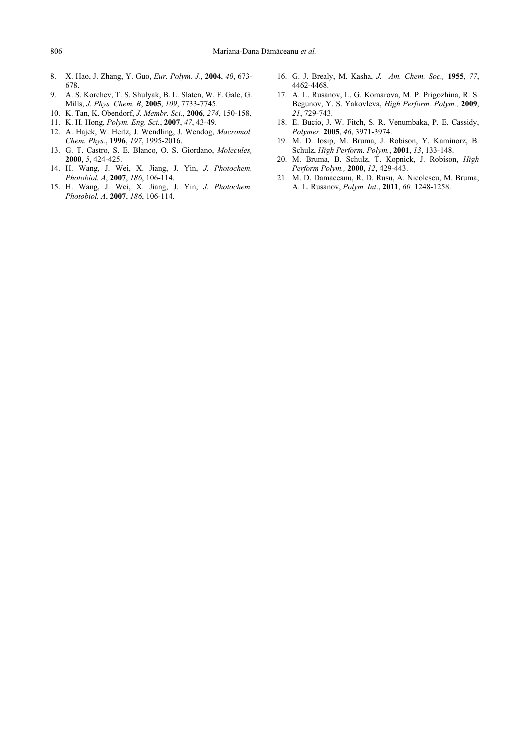8. X. Hao, J. Zhang, Y. Guo, *Eur. Polym. J.*, **2004**, *40*, 673-678.
9. A. S. Korchev, T. S. Shulyak, B. L. Slaten, W. F. Gale, G. Mills, *J. Phys. Chem. B*, **2005**, *109*, 7733-7745.
10. K. Tan, K. Obendorf, *J. Membr. Sci.*, **2006**, *274*, 150-158.
11. K. H. Hong, *Polym. Eng. Sci.*, **2007**, *47*, 43-49.
12. A. Hajek, W. Heitz, J. Wendling, J. Wendog, *Macromol. Chem. Phys.*, **1996**, *197*, 1995-2016.
13. G. T. Castro, S. E. Blanco, O. S. Giordano, *Molecules,* **2000**, *5*, 424-425.
14. H. Wang, J. Wei, X. Jiang, J. Yin, *J. Photochem. Photobiol. A*, **2007**, *186*, 106-114.
15. H. Wang, J. Wei, X. Jiang, J. Yin, *J. Photochem. Photobiol. A*, **2007**, *186*, 106-114.
16. G. J. Brealy, M. Kasha, *J. Am. Chem. Soc.,* **1955**, *77*, 4462-4468.
17. A. L. Rusanov, L. G. Komarova, M. P. Prigozhina, R. S. Begunov, Y. S. Yakovleva, *High Perform. Polym.,* **2009**, *21*, 729-743.
18. E. Bucio, J. W. Fitch, S. R. Venumbaka, P. E. Cassidy, *Polymer,* **2005**, *46*, 3971-3974.
19. M. D. Iosip, M. Bruma, J. Robison, Y. Kaminorz, B. Schulz, *High Perform. Polym.*, **2001**, *13*, 133-148.
20. M. Bruma, B. Schulz, T. Kopnick, J. Robison, *High Perform Polym.,* **2000**, *12*, 429-443.
21. M. D. Damaceanu, R. D. Rusu, A. Nicolescu, M. Bruma, A. L. Rusanov, *Polym. Int*., **2011**, *60,* 1248-1258.